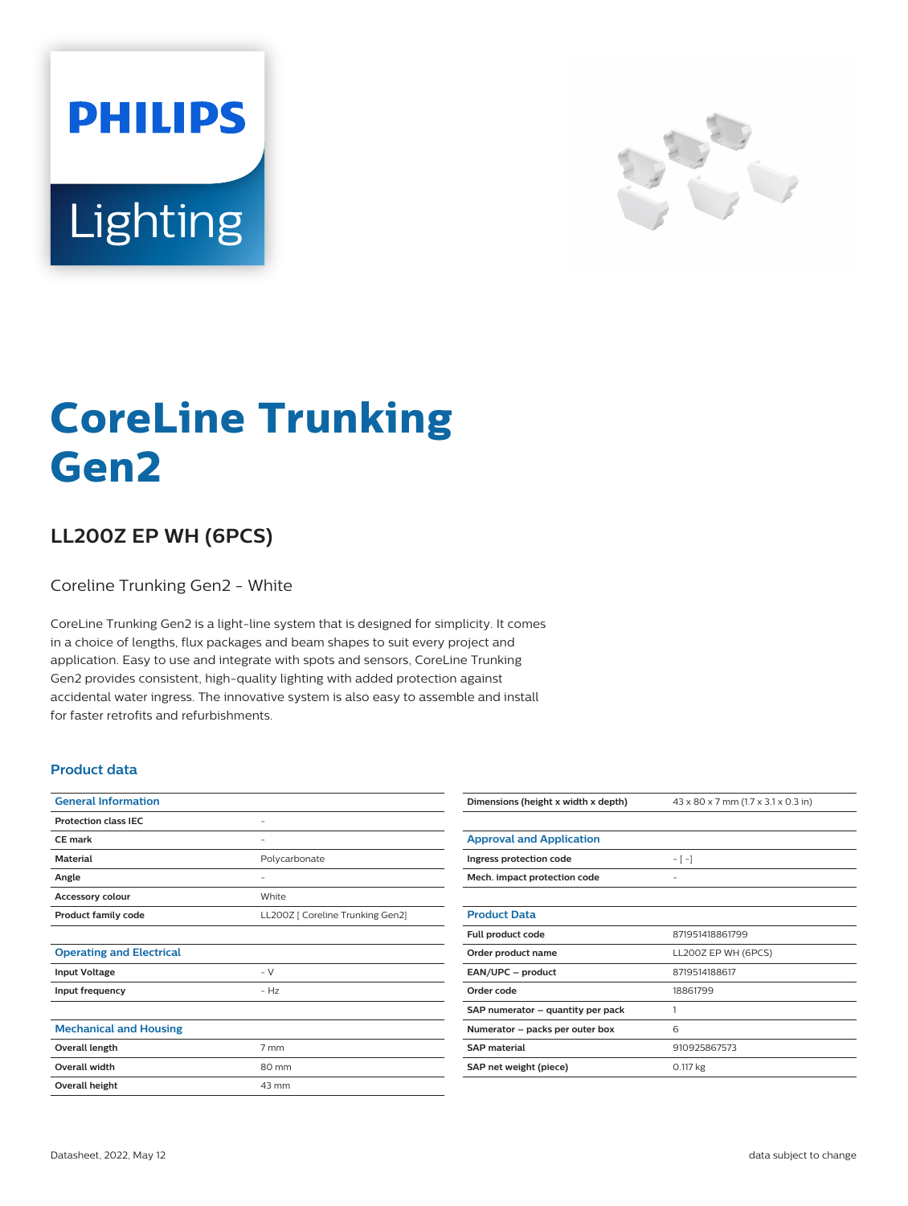PHILIPS

Lighting

# CoreLine Trunking Gen2

## LL200Z EP WH (6PCS)

Coreline Trunking Gen2 - White

CoreLine Trunking Gen2 is a light-line system that is designed for simplicity. It comes in a choice of lengths, flux packages and beam shapes to suit every project and application. Easy to use and integrate with spots and sensors, CoreLine Trunking Gen2 provides consistent, high-quality lighting with added protection against accidental water ingress. The innovative system is also easy to assemble and install for faster retrofits and refurbishments.

### Product data

| General Information | |
|---|---|
| Protection class IEC | - |
| CE mark | - |
| Material | Polycarbonate |
| Angle | - |
| Accessory colour | White |
| Product family code | LL200Z [ Coreline Trunking Gen2] |

| Operating and Electrical | |
|---|---|
| Input Voltage | - V |
| Input frequency | - Hz |

| Mechanical and Housing | |
|---|---|
| Overall length | 7 mm |
| Overall width | 80 mm |
| Overall height | 43 mm |
| Dimensions (height x width x depth) | 43 x 80 x 7 mm (1.7 x 3.1 x 0.3 in) |

| Approval and Application | |
|---|---|
| Ingress protection code | - [ -] |
| Mech. impact protection code | - |

| Product Data | |
|---|---|
| Full product code | 871951418861799 |
| Order product name | LL200Z EP WH (6PCS) |
| EAN/UPC – product | 8719514188617 |
| Order code | 18861799 |
| SAP numerator – quantity per pack | 1 |
| Numerator – packs per outer box | 6 |
| SAP material | 910925867573 |
| SAP net weight (piece) | 0.117 kg |

Datasheet, 2022, May 12

data subject to change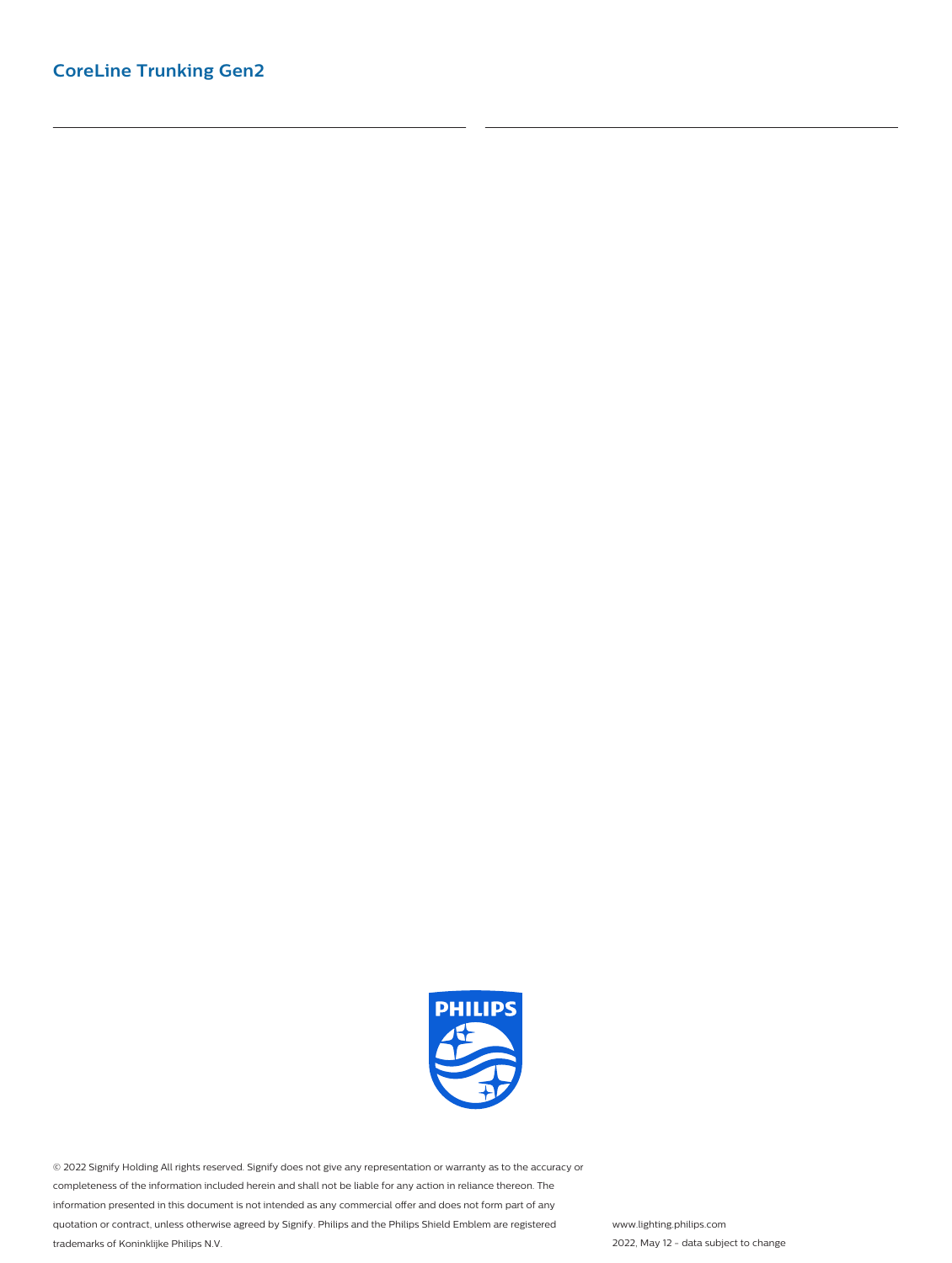## CoreLine Trunking Gen2

© 2022 Signify Holding All rights reserved. Signify does not give any representation or warranty as to the accuracy or completeness of the information included herein and shall not be liable for any action in reliance thereon. The information presented in this document is not intended as any commercial offer and does not form part of any quotation or contract, unless otherwise agreed by Signify. Philips and the Philips Shield Emblem are registered trademarks of Koninklijke Philips N.V.

www.lighting.philips.com

2022, May 12 - data subject to change